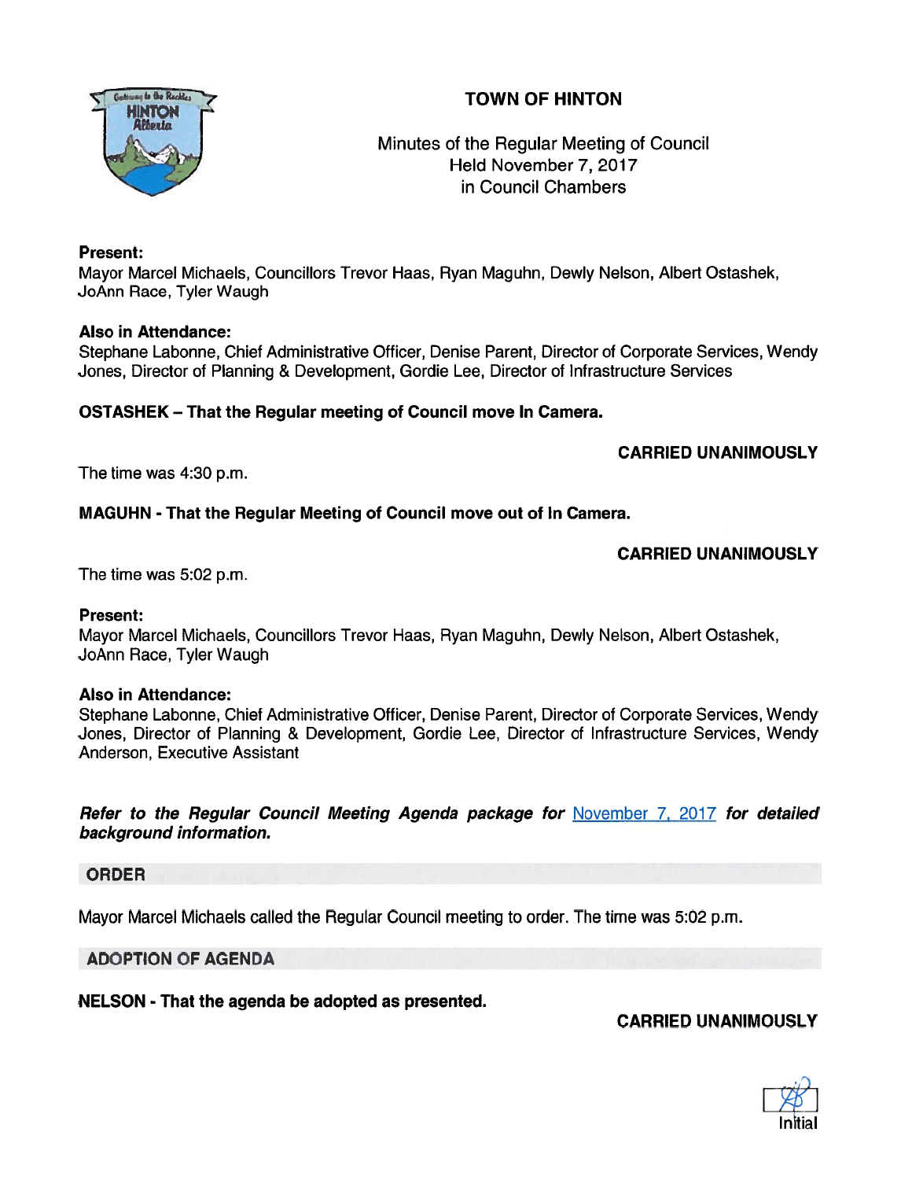# TOWN OF HINTON

Minutes of the Regular Meeting of Council
Held November 7, 2017
in Council Chambers

**Present:**
Mayor Marcel Michaels, Councillors Trevor Haas, Ryan Maguhn, Dewly Nelson, Albert Ostashek, JoAnn Race, Tyler Waugh

**Also in Attendance:**
Stephane Labonne, Chief Administrative Officer, Denise Parent, Director of Corporate Services, Wendy Jones, Director of Planning & Development, Gordie Lee, Director of Infrastructure Services

**OSTASHEK – That the Regular meeting of Council move In Camera.**

**CARRIED UNANIMOUSLY**

The time was 4:30 p.m.

**MAGUHN - That the Regular Meeting of Council move out of In Camera.**

**CARRIED UNANIMOUSLY**

The time was 5:02 p.m.

**Present:**
Mayor Marcel Michaels, Councillors Trevor Haas, Ryan Maguhn, Dewly Nelson, Albert Ostashek, JoAnn Race, Tyler Waugh

**Also in Attendance:**
Stephane Labonne, Chief Administrative Officer, Denise Parent, Director of Corporate Services, Wendy Jones, Director of Planning & Development, Gordie Lee, Director of Infrastructure Services, Wendy Anderson, Executive Assistant

***Refer to the Regular Council Meeting Agenda package for** November 7, 2017 **for detailed background information.***

## ORDER

Mayor Marcel Michaels called the Regular Council meeting to order. The time was 5:02 p.m.

## ADOPTION OF AGENDA

**NELSON - That the agenda be adopted as presented.**

**CARRIED UNANIMOUSLY**

Initial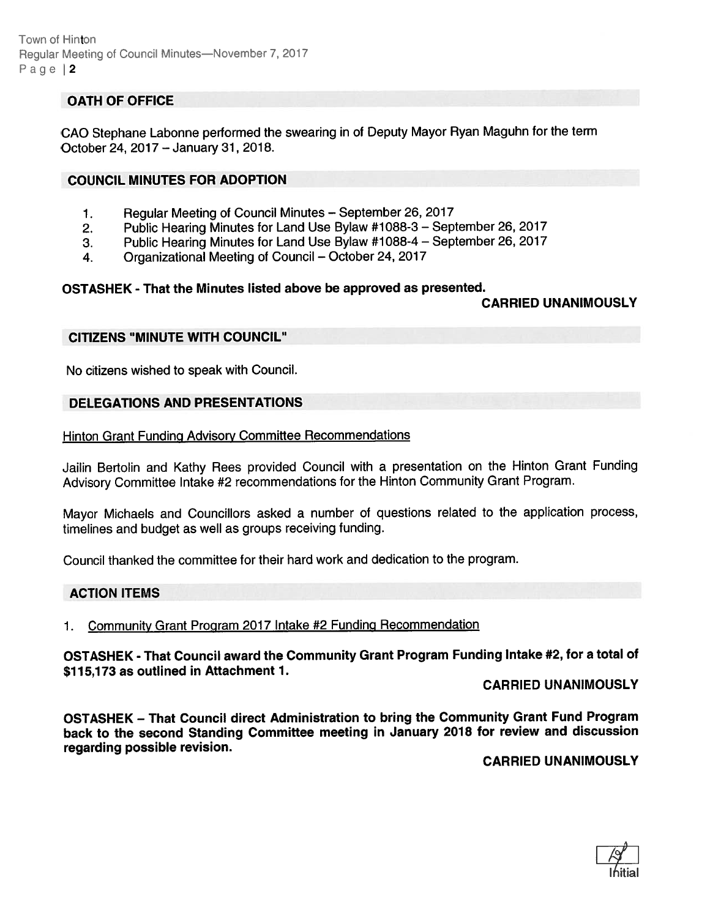## OATH OF OFFICE

CAO Stephane Labonne performed the swearing in of Deputy Mayor Ryan Maguhn for the term October 24, 2017 – January 31, 2018.

## COUNCIL MINUTES FOR ADOPTION

1. Regular Meeting of Council Minutes – September 26, 2017
2. Public Hearing Minutes for Land Use Bylaw #1088-3 – September 26, 2017
3. Public Hearing Minutes for Land Use Bylaw #1088-4 – September 26, 2017
4. Organizational Meeting of Council – October 24, 2017

**OSTASHEK - That the Minutes listed above be approved as presented.**

**CARRIED UNANIMOUSLY**

## CITIZENS "MINUTE WITH COUNCIL"

No citizens wished to speak with Council.

## DELEGATIONS AND PRESENTATIONS

Hinton Grant Funding Advisory Committee Recommendations

Jailin Bertolin and Kathy Rees provided Council with a presentation on the Hinton Grant Funding Advisory Committee Intake #2 recommendations for the Hinton Community Grant Program.

Mayor Michaels and Councillors asked a number of questions related to the application process, timelines and budget as well as groups receiving funding.

Council thanked the committee for their hard work and dedication to the program.

## ACTION ITEMS

1. Community Grant Program 2017 Intake #2 Funding Recommendation

**OSTASHEK - That Council award the Community Grant Program Funding Intake #2, for a total of $115,173 as outlined in Attachment 1.**

**CARRIED UNANIMOUSLY**

**OSTASHEK – That Council direct Administration to bring the Community Grant Fund Program back to the second Standing Committee meeting in January 2018 for review and discussion regarding possible revision.**

**CARRIED UNANIMOUSLY**

Initial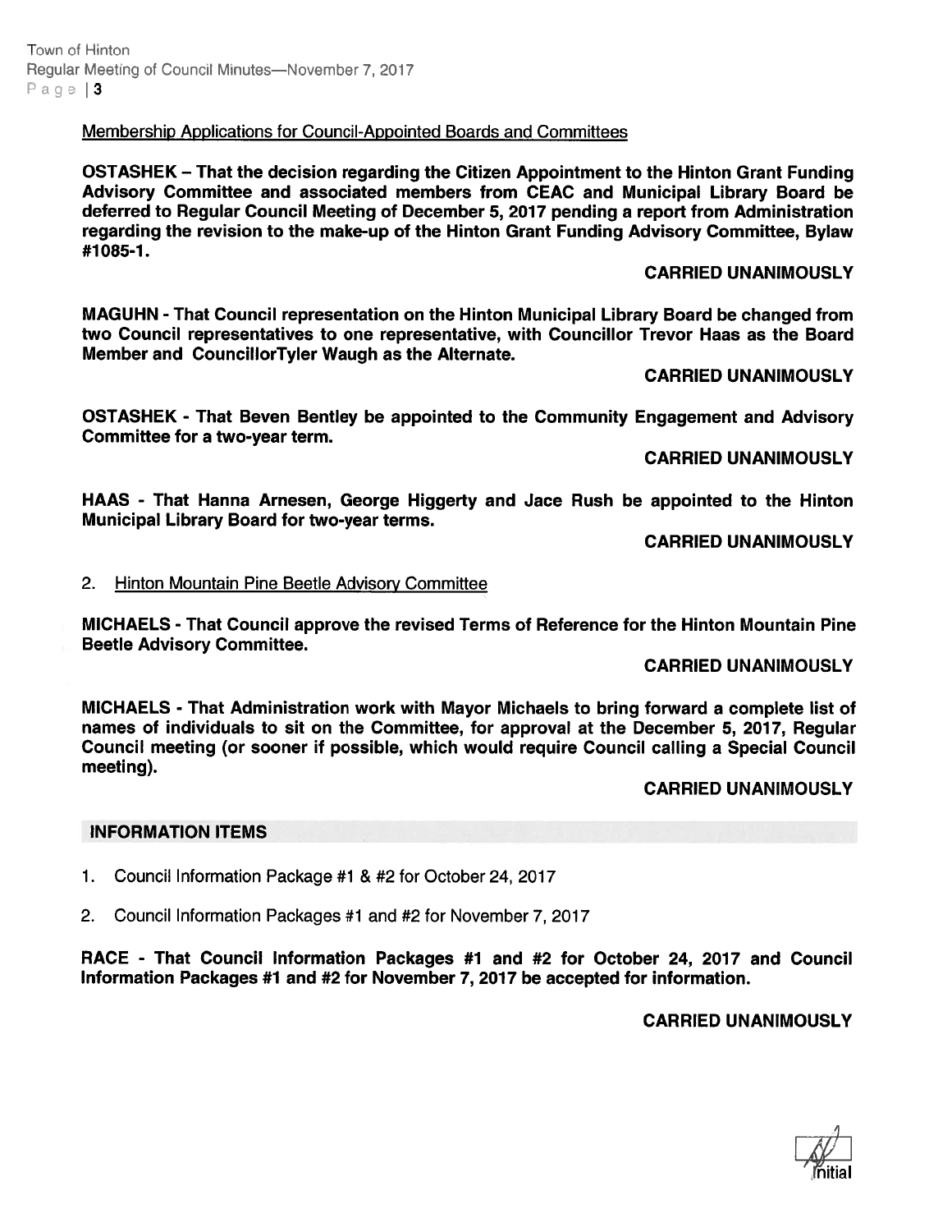Membership Applications for Council-Appointed Boards and Committees

**OSTASHEK – That the decision regarding the Citizen Appointment to the Hinton Grant Funding Advisory Committee and associated members from CEAC and Municipal Library Board be deferred to Regular Council Meeting of December 5, 2017 pending a report from Administration regarding the revision to the make-up of the Hinton Grant Funding Advisory Committee, Bylaw #1085-1.**

**CARRIED UNANIMOUSLY**

**MAGUHN - That Council representation on the Hinton Municipal Library Board be changed from two Council representatives to one representative, with Councillor Trevor Haas as the Board Member and CouncillorTyler Waugh as the Alternate.**

**CARRIED UNANIMOUSLY**

**OSTASHEK - That Beven Bentley be appointed to the Community Engagement and Advisory Committee for a two-year term.**

**CARRIED UNANIMOUSLY**

**HAAS - That Hanna Arnesen, George Higgerty and Jace Rush be appointed to the Hinton Municipal Library Board for two-year terms.**

**CARRIED UNANIMOUSLY**

2. Hinton Mountain Pine Beetle Advisory Committee

**MICHAELS - That Council approve the revised Terms of Reference for the Hinton Mountain Pine Beetle Advisory Committee.**

**CARRIED UNANIMOUSLY**

**MICHAELS - That Administration work with Mayor Michaels to bring forward a complete list of names of individuals to sit on the Committee, for approval at the December 5, 2017, Regular Council meeting (or sooner if possible, which would require Council calling a Special Council meeting).**

**CARRIED UNANIMOUSLY**

## INFORMATION ITEMS

1. Council Information Package #1 & #2 for October 24, 2017
2. Council Information Packages #1 and #2 for November 7, 2017

**RACE - That Council Information Packages #1 and #2 for October 24, 2017 and Council Information Packages #1 and #2 for November 7, 2017 be accepted for information.**

**CARRIED UNANIMOUSLY**

Initial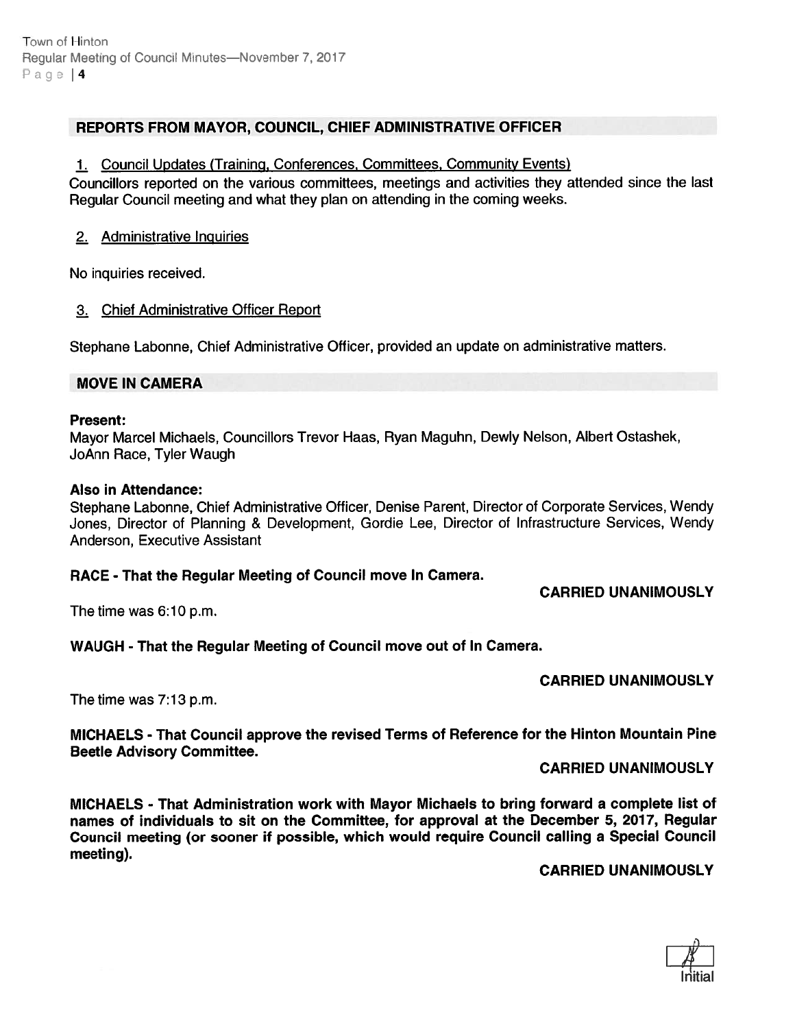## REPORTS FROM MAYOR, COUNCIL, CHIEF ADMINISTRATIVE OFFICER

1. Council Updates (Training, Conferences, Committees, Community Events)

Councillors reported on the various committees, meetings and activities they attended since the last Regular Council meeting and what they plan on attending in the coming weeks.

2. Administrative Inquiries

No inquiries received.

3. Chief Administrative Officer Report

Stephane Labonne, Chief Administrative Officer, provided an update on administrative matters.

## MOVE IN CAMERA

**Present:**
Mayor Marcel Michaels, Councillors Trevor Haas, Ryan Maguhn, Dewly Nelson, Albert Ostashek, JoAnn Race, Tyler Waugh

**Also in Attendance:**
Stephane Labonne, Chief Administrative Officer, Denise Parent, Director of Corporate Services, Wendy Jones, Director of Planning & Development, Gordie Lee, Director of Infrastructure Services, Wendy Anderson, Executive Assistant

**RACE - That the Regular Meeting of Council move In Camera.**

**CARRIED UNANIMOUSLY**

The time was 6:10 p.m.

**WAUGH - That the Regular Meeting of Council move out of In Camera.**

**CARRIED UNANIMOUSLY**

The time was 7:13 p.m.

**MICHAELS - That Council approve the revised Terms of Reference for the Hinton Mountain Pine Beetle Advisory Committee.**

**CARRIED UNANIMOUSLY**

**MICHAELS - That Administration work with Mayor Michaels to bring forward a complete list of names of individuals to sit on the Committee, for approval at the December 5, 2017, Regular Council meeting (or sooner if possible, which would require Council calling a Special Council meeting).**

**CARRIED UNANIMOUSLY**

Initial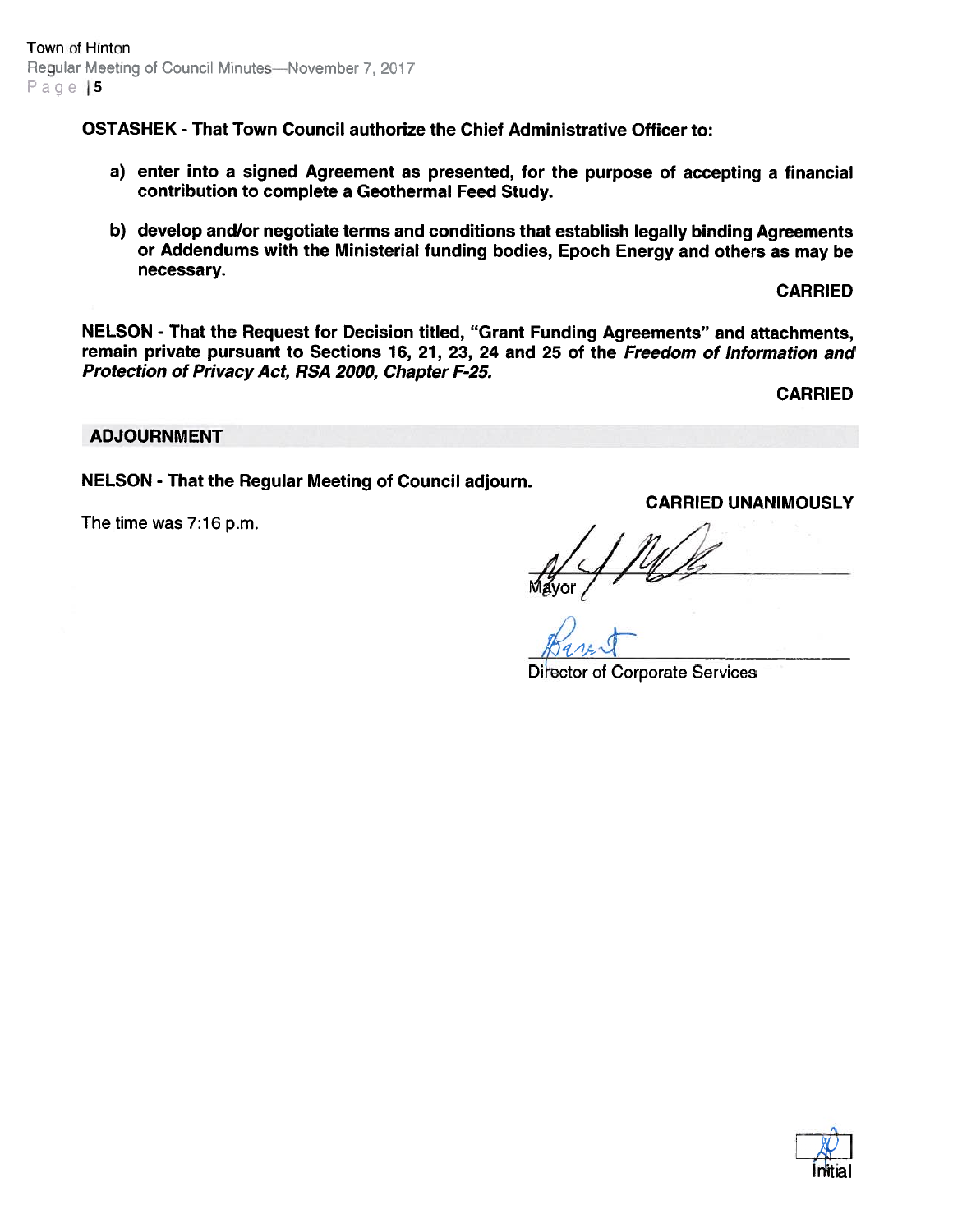**OSTASHEK - That Town Council authorize the Chief Administrative Officer to:**

a) **enter into a signed Agreement as presented, for the purpose of accepting a financial contribution to complete a Geothermal Feed Study.**

b) **develop and/or negotiate terms and conditions that establish legally binding Agreements or Addendums with the Ministerial funding bodies, Epoch Energy and others as may be necessary.**

**CARRIED**

**NELSON - That the Request for Decision titled, "Grant Funding Agreements" and attachments, remain private pursuant to Sections 16, 21, 23, 24 and 25 of the *Freedom of Information and Protection of Privacy Act, RSA 2000, Chapter F-25.***

**CARRIED**

## ADJOURNMENT

**NELSON - That the Regular Meeting of Council adjourn.**

**CARRIED UNANIMOUSLY**

The time was 7:16 p.m.

Mayor

Director of Corporate Services

Initial